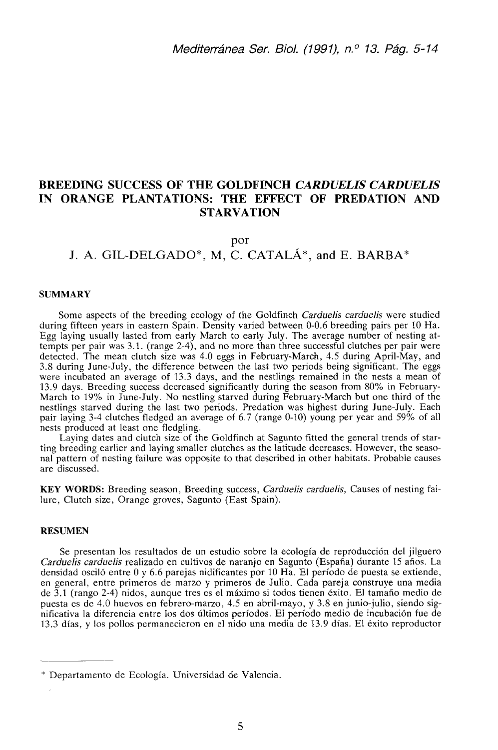# BREEDING SUCCESS OF THE GOLDFINCH *CARDUELIS CARDUELIS* IN ORANGE PLANTATIONS: THE EFFECT OF PREDATION AND STARVATION

por

J. A. GIL-DELGADO*, M, C. CATALÁ*, and E. BARBA*

## SUMMARY

Some aspects of the breeding ecology of the Goldfinch *Carduelis carduelis* were studied during fifteen years in eastern Spain. Density varied between 0-0.6 breeding pairs per 10 Ha. Egg laying usually lasted from early March to early July. The average number of nesting attempts per pair was 3.1. (range 2-4), and no more than three successful clutches per pair were detected. The mean clutch size was 4.0 eggs in February-March, 4.5 during April-May, and 3.8 during June-July, the difference between the last two periods being significant. The eggs were incubated an average of 13.3 days, and the nestlings remained in the nests a mean of 13.9 days. Breeding success decreased significantly during the season from 80% in February-March to 19% in June-July. No nestling starved during February-March but one third of the nestlings starved during the last two periods. Predation was highest during June-July. Each pair laying 3-4 clutches fledged an average of 6.7 (range 0-10) young per year and 59% of all nests produced at least one fledgling.

Laying dates and clutch size of the Goldfinch at Sagunto fitted the general trends of starting breeding earlier and laying smaller clutches as the latitude decreases. However, the seasonal pattern of nesting failure was opposite to that described in other habitats. Probable causes are discussed.

**KEY WORDS:** Breeding season, Breeding success, *Carduelis carduelis*, Causes of nesting failure, Clutch size, Orange groves, Sagunto (East Spain).

## RESUMEN

Se presentan los resultados de un estudio sobre la ecología de reproducción del jilguero *Carduelis carduelis* realizado en cultivos de naranjo en Sagunto (España) durante 15 años. La densidad osciló entre 0 y 6.6 parejas nidificantes por 10 Ha. El período de puesta se extiende, en general, entre primeros de marzo y primeros de Julio. Cada pareja construye una media de 3.1 (rango 2-4) nidos, aunque tres es el máximo si todos tienen éxito. El tamaño medio de puesta es de 4.0 huevos en febrero-marzo, 4.5 en abril-mayo, y 3.8 en junio-julio, siendo significativa la diferencia entre los dos últimos períodos. El período medio de incubación fue de 13.3 días, y los pollos permanecieron en el nido una media de 13.9 días. El éxito reproductor

---

\* Departamento de Ecología. Universidad de Valencia.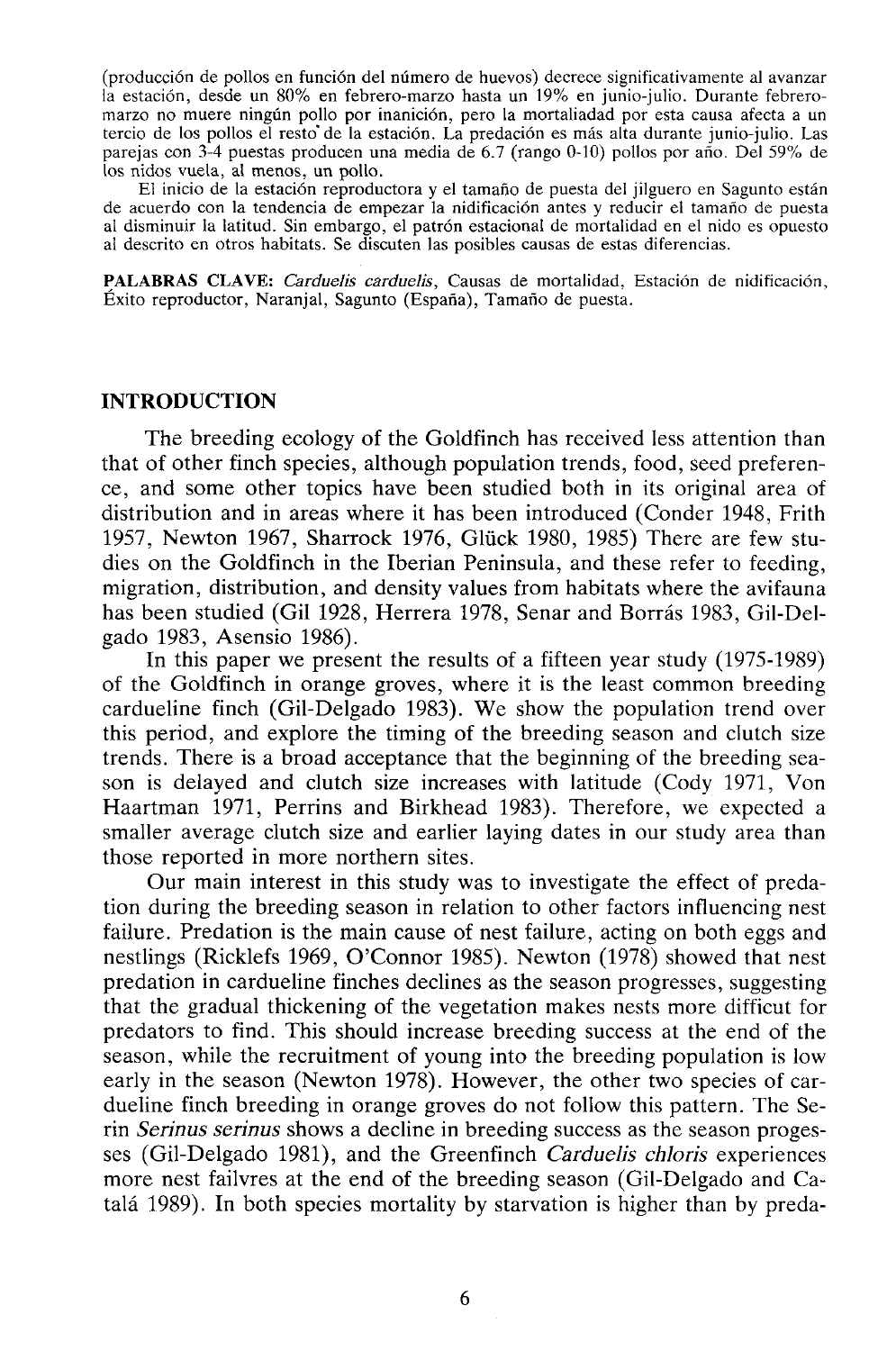(producción de pollos en función del número de huevos) decrece significativamente al avanzar la estación, desde un 80% en febrero-marzo hasta un 19% en junio-julio. Durante febrero-marzo no muere ningún pollo por inanición, pero la mortaliadad por esta causa afecta a un tercio de los pollos el resto de la estación. La predación es más alta durante junio-julio. Las parejas con 3-4 puestas producen una media de 6.7 (rango 0-10) pollos por año. Del 59% de los nidos vuela, al menos, un pollo.

El inicio de la estación reproductora y el tamaño de puesta del jilguero en Sagunto están de acuerdo con la tendencia de empezar la nidificación antes y reducir el tamaño de puesta al disminuir la latitud. Sin embargo, el patrón estacional de mortalidad en el nido es opuesto al descrito en otros habitats. Se discuten las posibles causas de estas diferencias.

**PALABRAS CLAVE:** *Carduelis carduelis*, Causas de mortalidad, Estación de nidificación, Éxito reproductor, Naranjal, Sagunto (España), Tamaño de puesta.

## INTRODUCTION

The breeding ecology of the Goldfinch has received less attention than that of other finch species, although population trends, food, seed preference, and some other topics have been studied both in its original area of distribution and in areas where it has been introduced (Conder 1948, Frith 1957, Newton 1967, Sharrock 1976, Glück 1980, 1985) There are few studies on the Goldfinch in the Iberian Peninsula, and these refer to feeding, migration, distribution, and density values from habitats where the avifauna has been studied (Gil 1928, Herrera 1978, Senar and Borrás 1983, Gil-Delgado 1983, Asensio 1986).

In this paper we present the results of a fifteen year study (1975-1989) of the Goldfinch in orange groves, where it is the least common breeding cardueline finch (Gil-Delgado 1983). We show the population trend over this period, and explore the timing of the breeding season and clutch size trends. There is a broad acceptance that the beginning of the breeding season is delayed and clutch size increases with latitude (Cody 1971, Von Haartman 1971, Perrins and Birkhead 1983). Therefore, we expected a smaller average clutch size and earlier laying dates in our study area than those reported in more northern sites.

Our main interest in this study was to investigate the effect of predation during the breeding season in relation to other factors influencing nest failure. Predation is the main cause of nest failure, acting on both eggs and nestlings (Ricklefs 1969, O'Connor 1985). Newton (1978) showed that nest predation in cardueline finches declines as the season progresses, suggesting that the gradual thickening of the vegetation makes nests more difficut for predators to find. This should increase breeding success at the end of the season, while the recruitment of young into the breeding population is low early in the season (Newton 1978). However, the other two species of cardueline finch breeding in orange groves do not follow this pattern. The Serin *Serinus serinus* shows a decline in breeding success as the season progesses (Gil-Delgado 1981), and the Greenfinch *Carduelis chloris* experiences more nest failvres at the end of the breeding season (Gil-Delgado and Catalá 1989). In both species mortality by starvation is higher than by preda-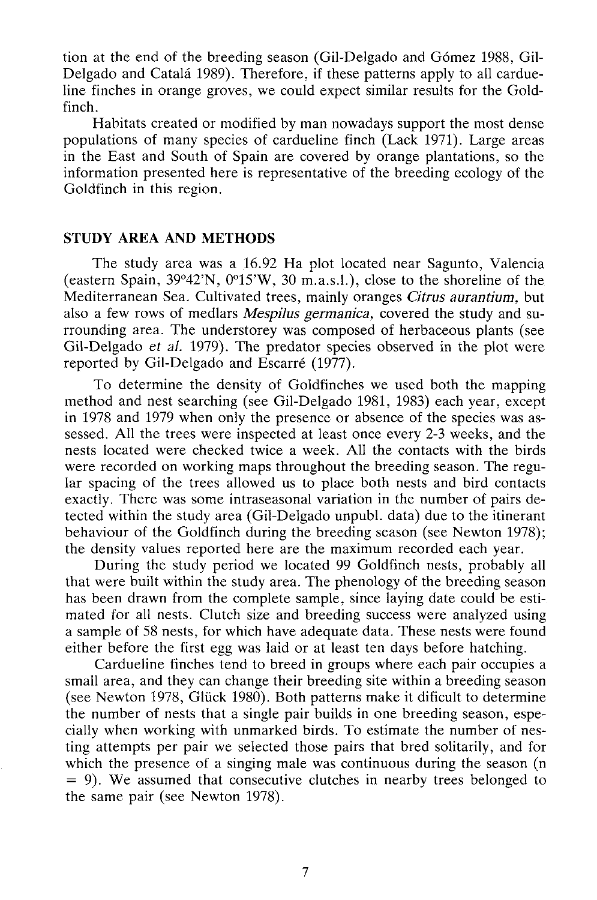tion at the end of the breeding season (Gil-Delgado and Gómez 1988, Gil-Delgado and Catalá 1989). Therefore, if these patterns apply to all cardueline finches in orange groves, we could expect similar results for the Goldfinch.

Habitats created or modified by man nowadays support the most dense populations of many species of cardueline finch (Lack 1971). Large areas in the East and South of Spain are covered by orange plantations, so the information presented here is representative of the breeding ecology of the Goldfinch in this region.

## STUDY AREA AND METHODS

The study area was a 16.92 Ha plot located near Sagunto, Valencia (eastern Spain, 39°42'N, 0°15'W, 30 m.a.s.l.), close to the shoreline of the Mediterranean Sea. Cultivated trees, mainly oranges *Citrus aurantium*, but also a few rows of medlars *Mespilus germanica*, covered the study and surrounding area. The understorey was composed of herbaceous plants (see Gil-Delgado *et al.* 1979). The predator species observed in the plot were reported by Gil-Delgado and Escarré (1977).

To determine the density of Goldfinches we used both the mapping method and nest searching (see Gil-Delgado 1981, 1983) each year, except in 1978 and 1979 when only the presence or absence of the species was assessed. All the trees were inspected at least once every 2-3 weeks, and the nests located were checked twice a week. All the contacts with the birds were recorded on working maps throughout the breeding season. The regular spacing of the trees allowed us to place both nests and bird contacts exactly. There was some intraseasonal variation in the number of pairs detected within the study area (Gil-Delgado unpubl. data) due to the itinerant behaviour of the Goldfinch during the breeding season (see Newton 1978); the density values reported here are the maximum recorded each year.

During the study period we located 99 Goldfinch nests, probably all that were built within the study area. The phenology of the breeding season has been drawn from the complete sample, since laying date could be estimated for all nests. Clutch size and breeding success were analyzed using a sample of 58 nests, for which have adequate data. These nests were found either before the first egg was laid or at least ten days before hatching.

Cardueline finches tend to breed in groups where each pair occupies a small area, and they can change their breeding site within a breeding season (see Newton 1978, Glück 1980). Both patterns make it dificult to determine the number of nests that a single pair builds in one breeding season, especially when working with unmarked birds. To estimate the number of nesting attempts per pair we selected those pairs that bred solitarily, and for which the presence of a singing male was continuous during the season (n = 9). We assumed that consecutive clutches in nearby trees belonged to the same pair (see Newton 1978).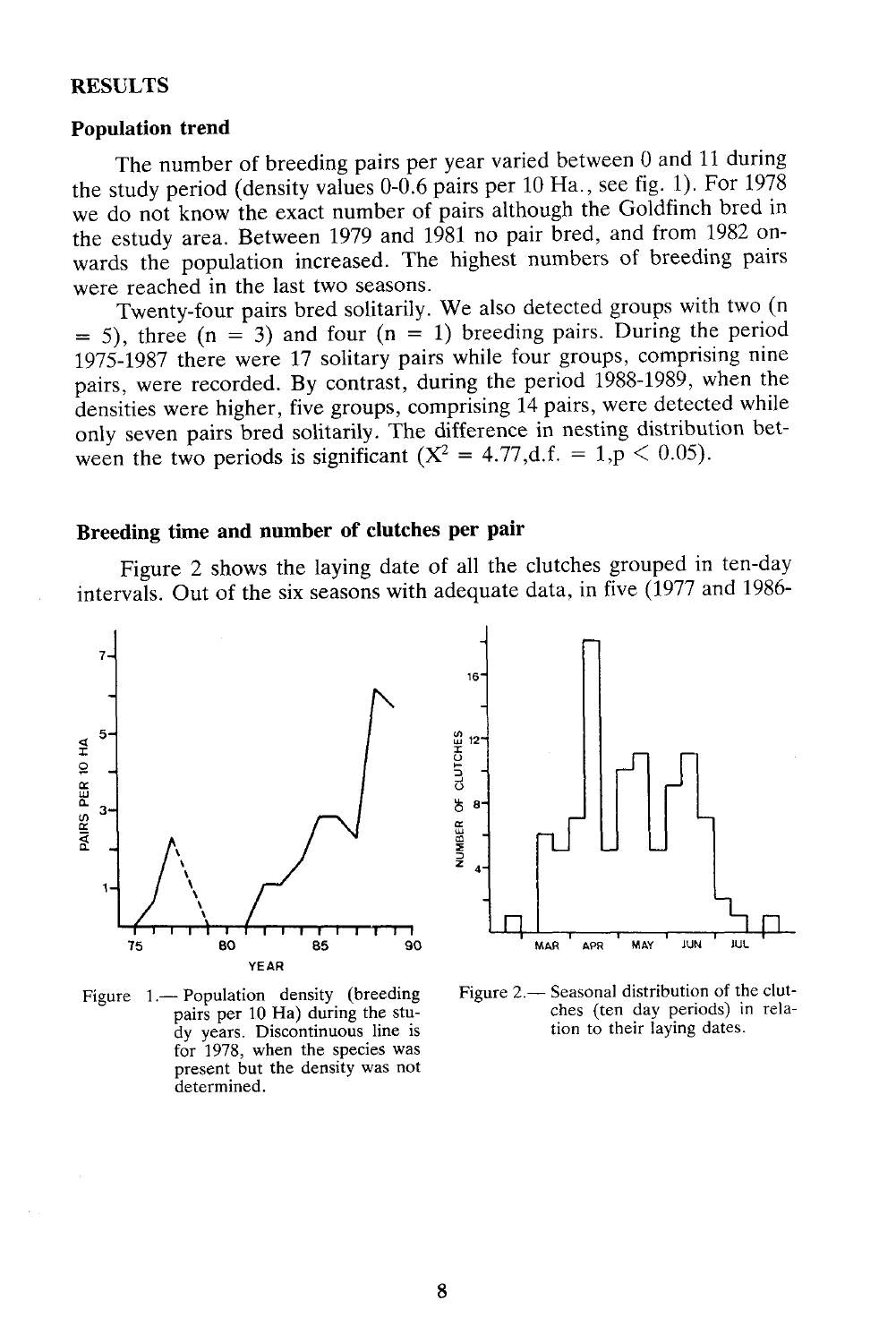## RESULTS

### Population trend

The number of breeding pairs per year varied between 0 and 11 during the study period (density values 0-0.6 pairs per 10 Ha., see fig. 1). For 1978 we do not know the exact number of pairs although the Goldfinch bred in the estudy area. Between 1979 and 1981 no pair bred, and from 1982 onwards the population increased. The highest numbers of breeding pairs were reached in the last two seasons.

Twenty-four pairs bred solitarily. We also detected groups with two (n = 5), three (n = 3) and four (n = 1) breeding pairs. During the period 1975-1987 there were 17 solitary pairs while four groups, comprising nine pairs, were recorded. By contrast, during the period 1988-1989, when the densities were higher, five groups, comprising 14 pairs, were detected while only seven pairs bred solitarily. The difference in nesting distribution between the two periods is significant ($X^2$ = 4.77,d.f. = 1,$p < 0.05$).

### Breeding time and number of clutches per pair

Figure 2 shows the laying date of all the clutches grouped in ten-day intervals. Out of the six seasons with adequate data, in five (1977 and 1986-

Figure 1.— Population density (breeding pairs per 10 Ha) during the study years. Discontinuous line is for 1978, when the species was present but the density was not determined.

Figure 2.— Seasonal distribution of the clutches (ten day periods) in relation to their laying dates.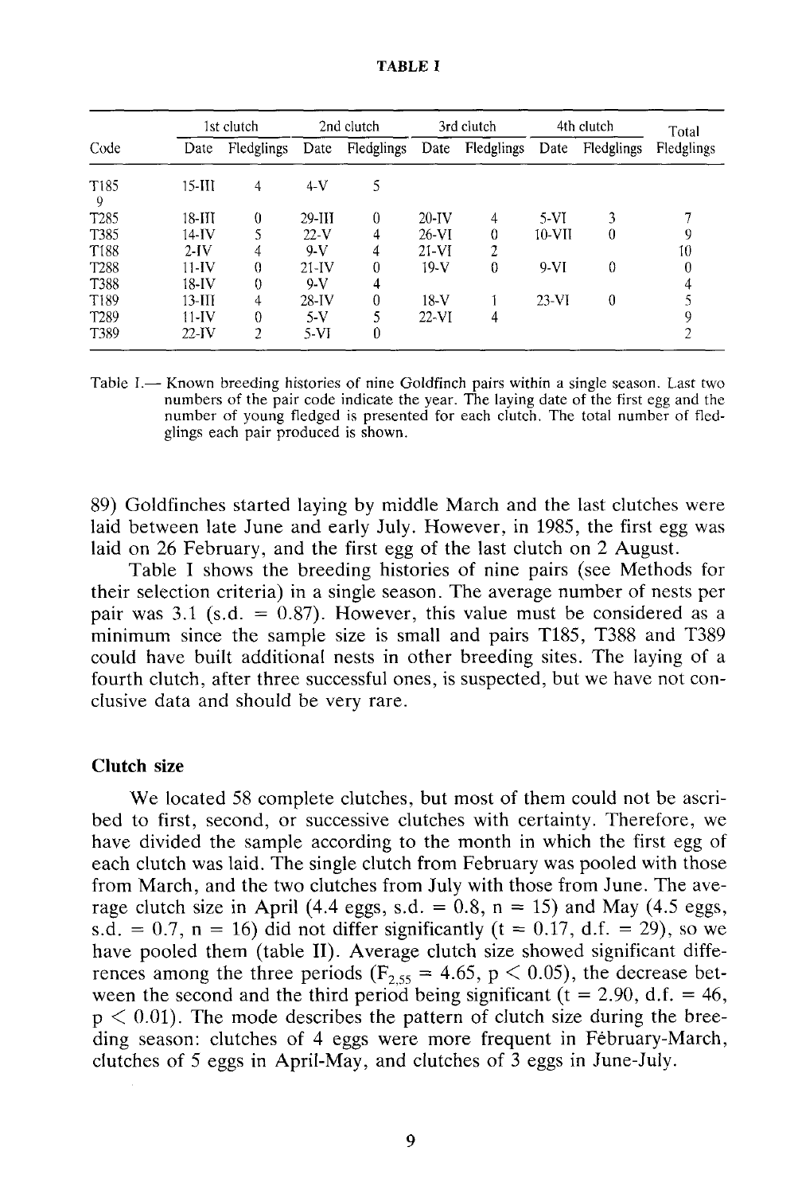**TABLE I**

| Code | 1st clutch | | 2nd clutch | | 3rd clutch | | 4th clutch | | Total |
|---|---|---|---|---|---|---|---|---|---|
| | Date | Fledglings | Date | Fledglings | Date | Fledglings | Date | Fledglings | Fledglings |
| T185 | 15-III | 4 | 4-V | 5 | | | | | 9 |
| T285 | 18-III | 0 | 29-III | 0 | 20-IV | 4 | 5-VI | 3 | 7 |
| T385 | 14-IV | 5 | 22-V | 4 | 26-VI | 0 | 10-VII | 0 | 9 |
| T188 | 2-IV | 4 | 9-V | 4 | 21-VI | 2 | | | 10 |
| T288 | 11-IV | 0 | 21-IV | 0 | 19-V | 0 | 9-VI | 0 | 0 |
| T388 | 18-IV | 0 | 9-V | 4 | | | | | 4 |
| T189 | 13-III | 4 | 28-IV | 0 | 18-V | 1 | 23-VI | 0 | 5 |
| T289 | 11-IV | 0 | 5-V | 5 | 22-VI | 4 | | | 9 |
| T389 | 22-IV | 2 | 5-VI | 0 | | | | | 2 |

Table I.— Known breeding histories of nine Goldfinch pairs within a single season. Last two numbers of the pair code indicate the year. The laying date of the first egg and the number of young fledged is presented for each clutch. The total number of fledglings each pair produced is shown.

89) Goldfinches started laying by middle March and the last clutches were laid between late June and early July. However, in 1985, the first egg was laid on 26 February, and the first egg of the last clutch on 2 August.

Table I shows the breeding histories of nine pairs (see Methods for their selection criteria) in a single season. The average number of nests per pair was 3.1 (s.d. = 0.87). However, this value must be considered as a minimum since the sample size is small and pairs T185, T388 and T389 could have built additional nests in other breeding sites. The laying of a fourth clutch, after three successful ones, is suspected, but we have not conclusive data and should be very rare.

### Clutch size

We located 58 complete clutches, but most of them could not be ascribed to first, second, or successive clutches with certainty. Therefore, we have divided the sample according to the month in which the first egg of each clutch was laid. The single clutch from February was pooled with those from March, and the two clutches from July with those from June. The average clutch size in April (4.4 eggs, s.d. = 0.8, n = 15) and May (4.5 eggs, s.d. = 0.7, n = 16) did not differ significantly (t = 0.17, d.f. = 29), so we have pooled them (table II). Average clutch size showed significant differences among the three periods ($F_{2,55} = 4.65$, $p < 0.05$), the decrease between the second and the third period being significant (t = 2.90, d.f. = 46, $p < 0.01$). The mode describes the pattern of clutch size during the breeding season: clutches of 4 eggs were more frequent in Fèbruary-March, clutches of 5 eggs in April-May, and clutches of 3 eggs in June-July.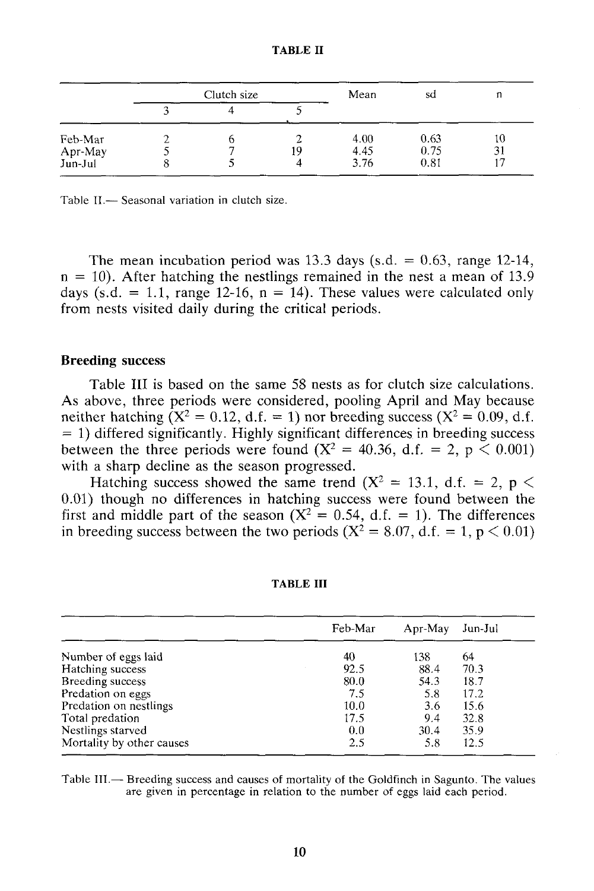**TABLE II**

| | Clutch size | | | Mean | sd | n |
|---|---|---|---|---|---|---|
| | 3 | 4 | 5 | | | |
| Feb-Mar | 2 | 6 | 2 | 4.00 | 0.63 | 10 |
| Apr-May | 5 | 7 | 19 | 4.45 | 0.75 | 31 |
| Jun-Jul | 8 | 5 | 4 | 3.76 | 0.81 | 17 |

Table II.— Seasonal variation in clutch size.

The mean incubation period was 13.3 days (s.d. = 0.63, range 12-14, n = 10). After hatching the nestlings remained in the nest a mean of 13.9 days (s.d. = 1.1, range 12-16, n = 14). These values were calculated only from nests visited daily during the critical periods.

### Breeding success

Table III is based on the same 58 nests as for clutch size calculations. As above, three periods were considered, pooling April and May because neither hatching ($X^2 = 0.12$, d.f. = 1) nor breeding success ($X^2 = 0.09$, d.f. = 1) differed significantly. Highly significant differences in breeding success between the three periods were found ($X^2 = 40.36$, d.f. = 2, $p < 0.001$) with a sharp decline as the season progressed.

Hatching success showed the same trend ($X^2 = 13.1$, d.f. = 2, $p < 0.01$) though no differences in hatching success were found between the first and middle part of the season ($X^2 = 0.54$, d.f. = 1). The differences in breeding success between the two periods ($X^2 = 8.07$, d.f. = 1, $p < 0.01$)

**TABLE III**

| | Feb-Mar | Apr-May | Jun-Jul |
|---|---|---|---|
| Number of eggs laid | 40 | 138 | 64 |
| Hatching success | 92.5 | 88.4 | 70.3 |
| Breeding success | 80.0 | 54.3 | 18.7 |
| Predation on eggs | 7.5 | 5.8 | 17.2 |
| Predation on nestlings | 10.0 | 3.6 | 15.6 |
| Total predation | 17.5 | 9.4 | 32.8 |
| Nestlings starved | 0.0 | 30.4 | 35.9 |
| Mortality by other causes | 2.5 | 5.8 | 12.5 |

Table III.— Breeding success and causes of mortality of the Goldfinch in Sagunto. The values are given in percentage in relation to the number of eggs laid each period.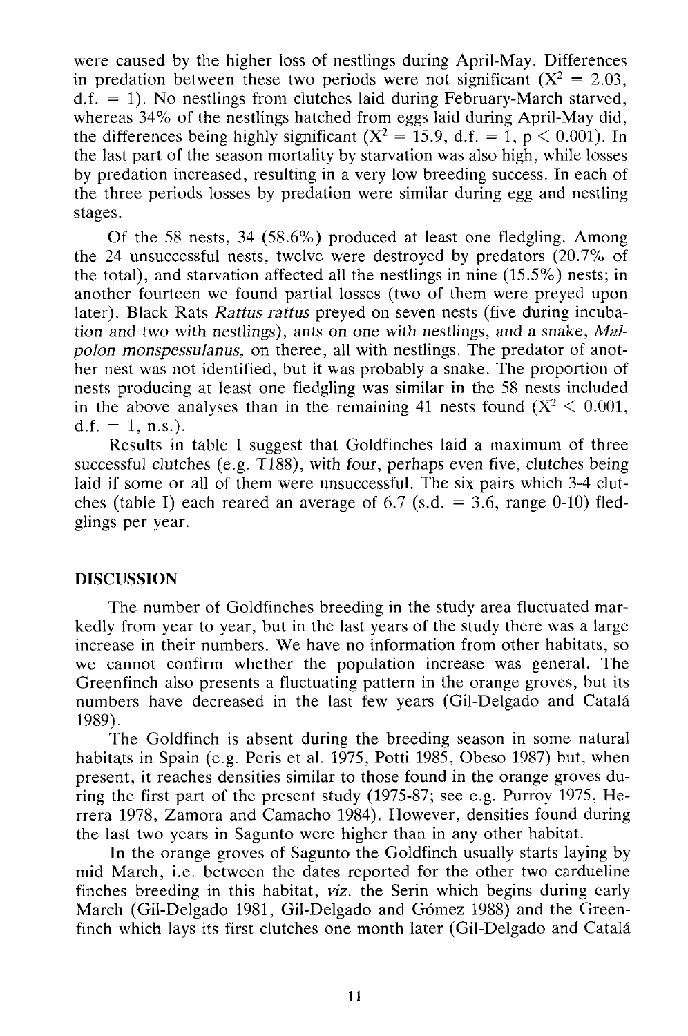were caused by the higher loss of nestlings during April-May. Differences in predation between these two periods were not significant ($X^2 = 2.03$, d.f. = 1). No nestlings from clutches laid during February-March starved, whereas 34% of the nestlings hatched from eggs laid during April-May did, the differences being highly significant ($X^2 = 15.9$, d.f. = 1, $p < 0.001$). In the last part of the season mortality by starvation was also high, while losses by predation increased, resulting in a very low breeding success. In each of the three periods losses by predation were similar during egg and nestling stages.

Of the 58 nests, 34 (58.6%) produced at least one fledgling. Among the 24 unsuccessful nests, twelve were destroyed by predators (20.7% of the total), and starvation affected all the nestlings in nine (15.5%) nests; in another fourteen we found partial losses (two of them were preyed upon later). Black Rats *Rattus rattus* preyed on seven nests (five during incubation and two with nestlings), ants on one with nestlings, and a snake, *Malpolon monspessulanus*, on theree, all with nestlings. The predator of another nest was not identified, but it was probably a snake. The proportion of nests producing at least one fledgling was similar in the 58 nests included in the above analyses than in the remaining 41 nests found ($X^2 < 0.001$, d.f. = 1, n.s.).

Results in table I suggest that Goldfinches laid a maximum of three successful clutches (e.g. T188), with four, perhaps even five, clutches being laid if some or all of them were unsuccessful. The six pairs which 3-4 clutches (table I) each reared an average of 6.7 (s.d. = 3.6, range 0-10) fledglings per year.

## DISCUSSION

The number of Goldfinches breeding in the study area fluctuated markedly from year to year, but in the last years of the study there was a large increase in their numbers. We have no information from other habitats, so we cannot confirm whether the population increase was general. The Greenfinch also presents a fluctuating pattern in the orange groves, but its numbers have decreased in the last few years (Gil-Delgado and Catalá 1989).

The Goldfinch is absent during the breeding season in some natural habitats in Spain (e.g. Peris et al. 1975, Potti 1985, Obeso 1987) but, when present, it reaches densities similar to those found in the orange groves during the first part of the present study (1975-87; see e.g. Purroy 1975, Herrera 1978, Zamora and Camacho 1984). However, densities found during the last two years in Sagunto were higher than in any other habitat.

In the orange groves of Sagunto the Goldfinch usually starts laying by mid March, i.e. between the dates reported for the other two cardueline finches breeding in this habitat, *viz.* the Serin which begins during early March (Gil-Delgado 1981, Gil-Delgado and Gómez 1988) and the Greenfinch which lays its first clutches one month later (Gil-Delgado and Catalá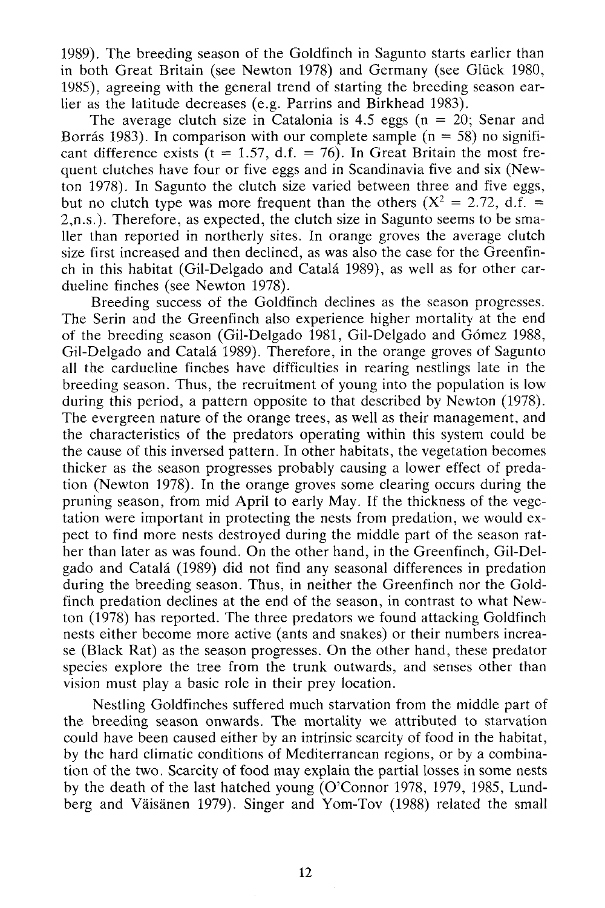1989). The breeding season of the Goldfinch in Sagunto starts earlier than in both Great Britain (see Newton 1978) and Germany (see Glück 1980, 1985), agreeing with the general trend of starting the breeding season earlier as the latitude decreases (e.g. Parrins and Birkhead 1983).

The average clutch size in Catalonia is 4.5 eggs (n = 20; Senar and Borrás 1983). In comparison with our complete sample (n = 58) no significant difference exists (t = 1.57, d.f. = 76). In Great Britain the most frequent clutches have four or five eggs and in Scandinavia five and six (Newton 1978). In Sagunto the clutch size varied between three and five eggs, but no clutch type was more frequent than the others ($X^2$ = 2.72, d.f. = 2,n.s.). Therefore, as expected, the clutch size in Sagunto seems to be smaller than reported in northerly sites. In orange groves the average clutch size first increased and then declined, as was also the case for the Greenfinch in this habitat (Gil-Delgado and Catalá 1989), as well as for other cardueline finches (see Newton 1978).

Breeding success of the Goldfinch declines as the season progresses. The Serin and the Greenfinch also experience higher mortality at the end of the breeding season (Gil-Delgado 1981, Gil-Delgado and Gómez 1988, Gil-Delgado and Catalá 1989). Therefore, in the orange groves of Sagunto all the cardueline finches have difficulties in rearing nestlings late in the breeding season. Thus, the recruitment of young into the population is low during this period, a pattern opposite to that described by Newton (1978). The evergreen nature of the orange trees, as well as their management, and the characteristics of the predators operating within this system could be the cause of this inversed pattern. In other habitats, the vegetation becomes thicker as the season progresses probably causing a lower effect of predation (Newton 1978). In the orange groves some clearing occurs during the pruning season, from mid April to early May. If the thickness of the vegetation were important in protecting the nests from predation, we would expect to find more nests destroyed during the middle part of the season rather than later as was found. On the other hand, in the Greenfinch, Gil-Delgado and Catalá (1989) did not find any seasonal differences in predation during the breeding season. Thus, in neither the Greenfinch nor the Goldfinch predation declines at the end of the season, in contrast to what Newton (1978) has reported. The three predators we found attacking Goldfinch nests either become more active (ants and snakes) or their numbers increase (Black Rat) as the season progresses. On the other hand, these predator species explore the tree from the trunk outwards, and senses other than vision must play a basic role in their prey location.

Nestling Goldfinches suffered much starvation from the middle part of the breeding season onwards. The mortality we attributed to starvation could have been caused either by an intrinsic scarcity of food in the habitat, by the hard climatic conditions of Mediterranean regions, or by a combination of the two. Scarcity of food may explain the partial losses in some nests by the death of the last hatched young (O'Connor 1978, 1979, 1985, Lundberg and Väisänen 1979). Singer and Yom-Tov (1988) related the small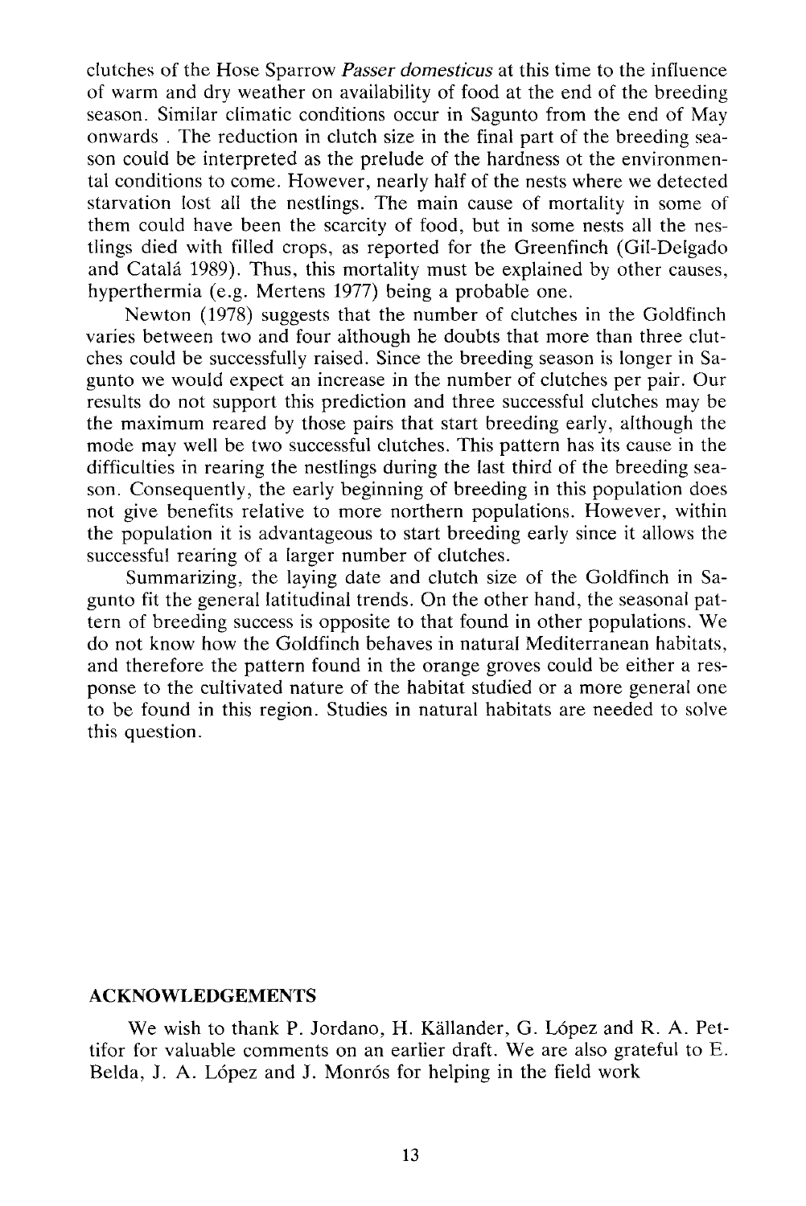clutches of the Hose Sparrow *Passer domesticus* at this time to the influence of warm and dry weather on availability of food at the end of the breeding season. Similar climatic conditions occur in Sagunto from the end of May onwards . The reduction in clutch size in the final part of the breeding season could be interpreted as the prelude of the hardness ot the environmental conditions to come. However, nearly half of the nests where we detected starvation lost all the nestlings. The main cause of mortality in some of them could have been the scarcity of food, but in some nests all the nestlings died with filled crops, as reported for the Greenfinch (Gil-Delgado and Catalá 1989). Thus, this mortality must be explained by other causes, hyperthermia (e.g. Mertens 1977) being a probable one.

Newton (1978) suggests that the number of clutches in the Goldfinch varies between two and four although he doubts that more than three clutches could be successfully raised. Since the breeding season is longer in Sagunto we would expect an increase in the number of clutches per pair. Our results do not support this prediction and three successful clutches may be the maximum reared by those pairs that start breeding early, although the mode may well be two successful clutches. This pattern has its cause in the difficulties in rearing the nestlings during the last third of the breeding season. Consequently, the early beginning of breeding in this population does not give benefits relative to more northern populations. However, within the population it is advantageous to start breeding early since it allows the successful rearing of a larger number of clutches.

Summarizing, the laying date and clutch size of the Goldfinch in Sagunto fit the general latitudinal trends. On the other hand, the seasonal pattern of breeding success is opposite to that found in other populations. We do not know how the Goldfinch behaves in natural Mediterranean habitats, and therefore the pattern found in the orange groves could be either a response to the cultivated nature of the habitat studied or a more general one to be found in this region. Studies in natural habitats are needed to solve this question.

## ACKNOWLEDGEMENTS

We wish to thank P. Jordano, H. Källander, G. López and R. A. Pettifor for valuable comments on an earlier draft. We are also grateful to E. Belda, J. A. López and J. Monrós for helping in the field work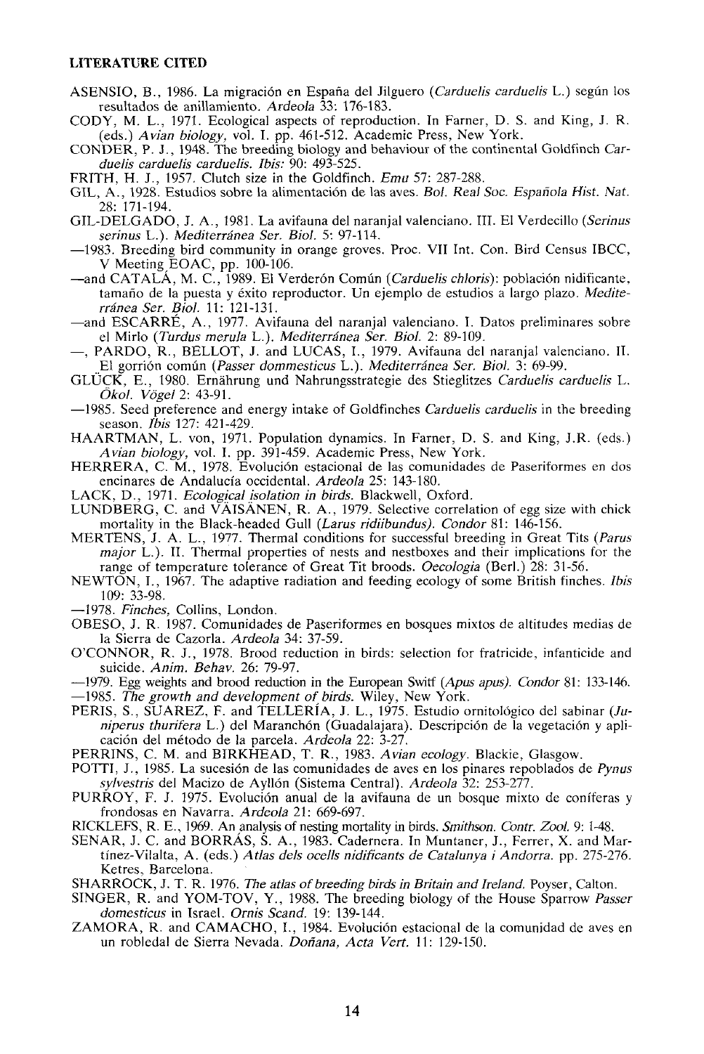## LITERATURE CITED

ASENSIO, B., 1986. La migración en España del Jilguero (*Carduelis carduelis* L.) según los resultados de anillamiento. *Ardeola* 33: 176-183.

CODY, M. L., 1971. Ecological aspects of reproduction. In Farner, D. S. and King, J. R. (eds.) *Avian biology*, vol. I. pp. 461-512. Academic Press, New York.

CONDER, P. J., 1948. The breeding biology and behaviour of the continental Goldfinch *Carduelis carduelis carduelis*. *Ibis:* 90: 493-525.

FRITH, H. J., 1957. Clutch size in the Goldfinch. *Emu* 57: 287-288.

GIL, A., 1928. Estudios sobre la alimentación de las aves. *Bol. Real Soc. Española Hist. Nat.* 28: 171-194.

GIL-DELGADO, J. A., 1981. La avifauna del naranjal valenciano. III. El Verdecillo (*Serinus serinus* L.). *Mediterránea Ser. Biol.* 5: 97-114.

—1983. Breeding bird community in orange groves. Proc. VII Int. Con. Bird Census IBCC, V Meeting EOAC, pp. 100-106.

—and CATALÁ, M. C., 1989. El Verderón Común (*Carduelis chloris*): población nidificante, tamaño de la puesta y éxito reproductor. Un ejemplo de estudios a largo plazo. *Mediterránea Ser. Biol.* 11: 121-131.

—and ESCARRÉ, A., 1977. Avifauna del naranjal valenciano. I. Datos preliminares sobre el Mirlo (*Turdus merula* L.). *Mediterránea Ser. Biol.* 2: 89-109.

—, PARDO, R., BELLOT, J. and LUCAS, I., 1979. Avifauna del naranjal valenciano. II. El gorrión común (*Passer dommesticus* L.). *Mediterránea Ser. Biol.* 3: 69-99.

GLÜCK, E., 1980. Ernährung und Nahrungsstrategie des Stieglitzes *Carduelis carduelis* L. *Ökol. Vögel* 2: 43-91.

—1985. Seed preference and energy intake of Goldfinches *Carduelis carduelis* in the breeding season. *Ibis* 127: 421-429.

HAARTMAN, L. von, 1971. Population dynamics. In Farner, D. S. and King, J.R. (eds.) *Avian biology*, vol. I. pp. 391-459. Academic Press, New York.

HERRERA, C. M., 1978. Evolución estacional de las comunidades de Paseriformes en dos encinares de Andalucía occidental. *Ardeola* 25: 143-180.

LACK, D., 1971. *Ecological isolation in birds*. Blackwell, Oxford.

LUNDBERG, C. and VÄISÄNEN, R. A., 1979. Selective correlation of egg size with chick mortality in the Black-headed Gull (*Larus ridiibundus*). *Condor* 81: 146-156.

MERTENS, J. A. L., 1977. Thermal conditions for successful breeding in Great Tits (*Parus major* L.). II. Thermal properties of nests and nestboxes and their implications for the range of temperature tolerance of Great Tit broods. *Oecologia* (Berl.) 28: 31-56.

NEWTON, I., 1967. The adaptive radiation and feeding ecology of some British finches. *Ibis* 109: 33-98.

—1978. *Finches*, Collins, London.

OBESO, J. R. 1987. Comunidades de Paseriformes en bosques mixtos de altitudes medias de la Sierra de Cazorla. *Ardeola* 34: 37-59.

O'CONNOR, R. J., 1978. Brood reduction in birds: selection for fratricide, infanticide and suicide. *Anim. Behav.* 26: 79-97.

—1979. Egg weights and brood reduction in the European Swift (*Apus apus*). *Condor* 81: 133-146.

—1985. *The growth and development of birds*. Wiley, New York.

PERIS, S., SUAREZ, F. and TELLERÍA, J. L., 1975. Estudio ornitológico del sabinar (*Juniperus thurifera* L.) del Maranchón (Guadalajara). Descripción de la vegetación y aplicación del método de la parcela. *Ardeola* 22: 3-27.

PERRINS, C. M. and BIRKHEAD, T. R., 1983. *Avian ecology*. Blackie, Glasgow.

POTTI, J., 1985. La sucesión de las comunidades de aves en los pinares repoblados de *Pynus sylvestris* del Macizo de Ayllón (Sistema Central). *Ardeola* 32: 253-277.

PURROY, F. J. 1975. Evolución anual de la avifauna de un bosque mixto de coníferas y frondosas en Navarra. *Ardeola* 21: 669-697.

RICKLEFS, R. E., 1969. An analysis of nesting mortality in birds. *Smithson. Contr. Zool.* 9: 1-48.

SENAR, J. C. and BORRÁS, S. A., 1983. Cadernera. In Muntaner, J., Ferrer, X. and Martínez-Vilalta, A. (eds.) *Atlas dels ocells nidificants de Catalunya i Andorra*. pp. 275-276. Ketres, Barcelona.

SHARROCK, J. T. R. 1976. *The atlas of breeding birds in Britain and Ireland*. Poyser, Calton.

SINGER, R. and YOM-TOV, Y., 1988. The breeding biology of the House Sparrow *Passer domesticus* in Israel. *Ornis Scand.* 19: 139-144.

ZAMORA, R. and CAMACHO, I., 1984. Evolución estacional de la comunidad de aves en un robledal de Sierra Nevada. *Doñana, Acta Vert.* 11: 129-150.